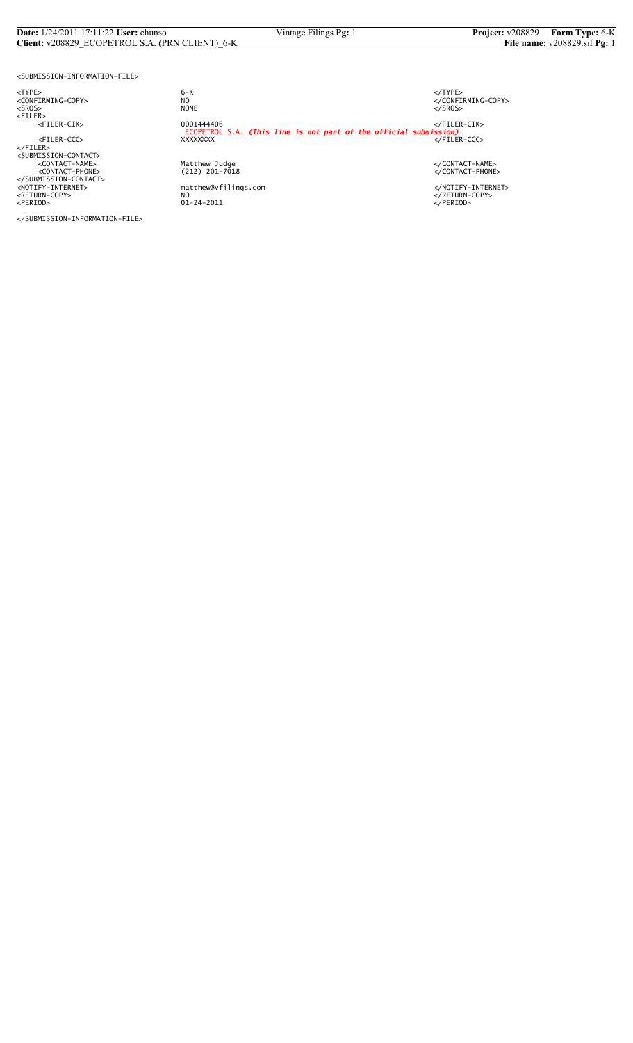```
<SUBMISSION-INFORMATION-FILE>

<TYPE>                          6-K                                                                  </TYPE>
<CONFIRMING-COPY>               NO                                                                   </CONFIRMING-COPY>
<SROS>                          NONE                                                                 </SROS>
<FILER>
     <FILER-CIK>                0001444406                                                           </FILER-CIK>
                                ECOPETROL S.A. (This line is not part of the official submission)
     <FILER-CCC>                XXXXXXXX                                                             </FILER-CCC>
</FILER>
<SUBMISSION-CONTACT>
     <CONTACT-NAME>             Matthew Judge                                                        </CONTACT-NAME>
     <CONTACT-PHONE>            (212) 201-7018                                                       </CONTACT-PHONE>
</SUBMISSION-CONTACT>
<NOTIFY-INTERNET>               matthew@vfilings.com                                                 </NOTIFY-INTERNET>
<RETURN-COPY>                   NO                                                                   </RETURN-COPY>
<PERIOD>                        01-24-2011                                                           </PERIOD>

</SUBMISSION-INFORMATION-FILE>
```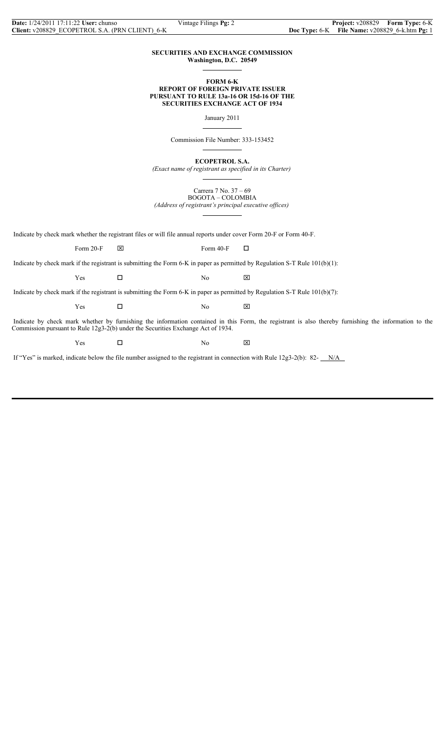**SECURITIES AND EXCHANGE COMMISSION**
**Washington, D.C. 20549**

**FORM 6-K**
**REPORT OF FOREIGN PRIVATE ISSUER**
**PURSUANT TO RULE 13a-16 OR 15d-16 OF THE**
**SECURITIES EXCHANGE ACT OF 1934**

January 2011

Commission File Number: 333-153452

**ECOPETROL S.A.**
*(Exact name of registrant as specified in its Charter)*

Carrera 7 No. 37 – 69
BOGOTA – COLOMBIA
*(Address of registrant's principal executive offices)*

Indicate by check mark whether the registrant files or will file annual reports under cover Form 20-F or Form 40-F.

Form 20-F ☒  Form 40-F ☐

Indicate by check mark if the registrant is submitting the Form 6-K in paper as permitted by Regulation S-T Rule 101(b)(1):

Yes ☐  No ☒

Indicate by check mark if the registrant is submitting the Form 6-K in paper as permitted by Regulation S-T Rule 101(b)(7):

Yes ☐  No ☒

Indicate by check mark whether by furnishing the information contained in this Form, the registrant is also thereby furnishing the information to the Commission pursuant to Rule 12g3-2(b) under the Securities Exchange Act of 1934.

Yes ☐  No ☒

If "Yes" is marked, indicate below the file number assigned to the registrant in connection with Rule 12g3-2(b): 82- N/A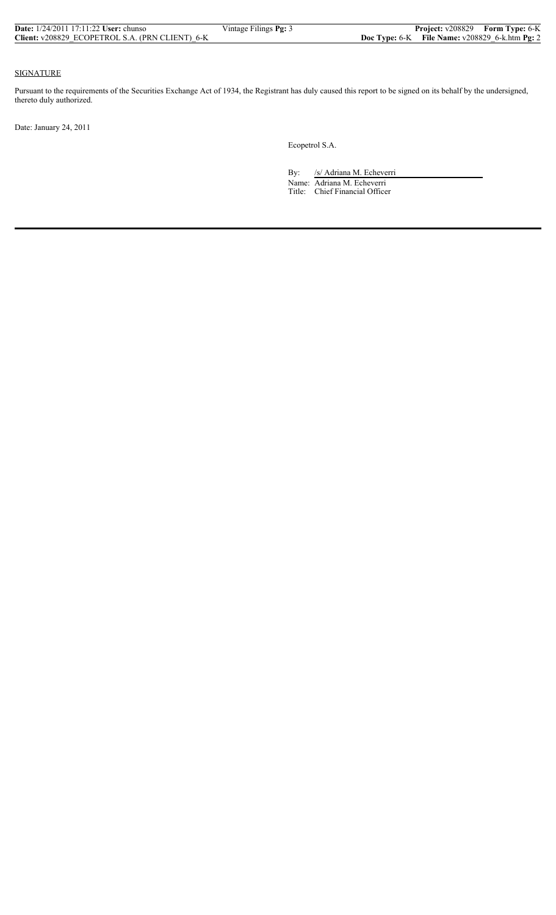SIGNATURE

Pursuant to the requirements of the Securities Exchange Act of 1934, the Registrant has duly caused this report to be signed on its behalf by the undersigned, thereto duly authorized.

Date: January 24, 2011

Ecopetrol S.A.

By: /s/ Adriana M. Echeverri

Name: Adriana M. Echeverri

Title: Chief Financial Officer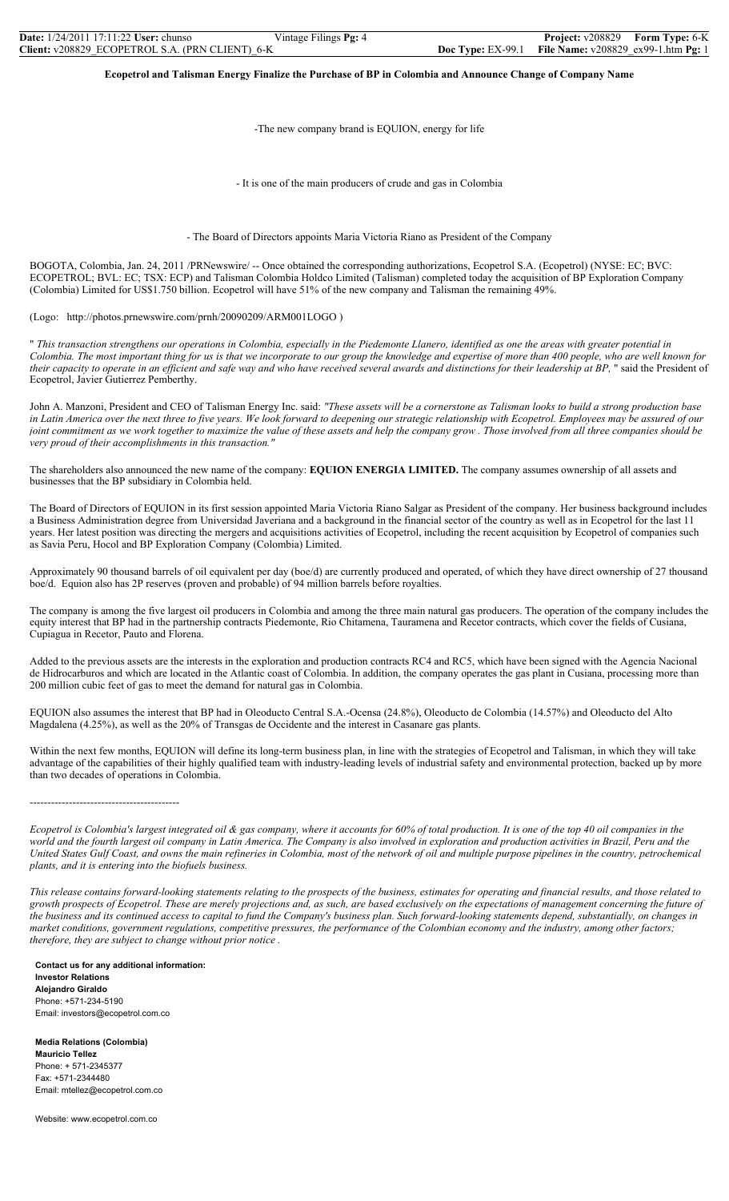**Ecopetrol and Talisman Energy Finalize the Purchase of BP in Colombia and Announce Change of Company Name**

-The new company brand is EQUION, energy for life

- It is one of the main producers of crude and gas in Colombia

- The Board of Directors appoints Maria Victoria Riano as President of the Company

BOGOTA, Colombia, Jan. 24, 2011 /PRNewswire/ -- Once obtained the corresponding authorizations, Ecopetrol S.A. (Ecopetrol) (NYSE: EC; BVC: ECOPETROL; BVL: EC; TSX: ECP) and Talisman Colombia Holdco Limited (Talisman) completed today the acquisition of BP Exploration Company (Colombia) Limited for US$1.750 billion. Ecopetrol will have 51% of the new company and Talisman the remaining 49%.

(Logo: http://photos.prnewswire.com/prnh/20090209/ARM001LOGO )

"*This transaction strengthens our operations in Colombia, especially in the Piedemonte Llanero, identified as one the areas with greater potential in Colombia. The most important thing for us is that we incorporate to our group the knowledge and expertise of more than 400 people, who are well known for their capacity to operate in an efficient and safe way and who have received several awards and distinctions for their leadership at BP,* " said the President of Ecopetrol, Javier Gutierrez Pemberthy.

John A. Manzoni, President and CEO of Talisman Energy Inc. said: *"These assets will be a cornerstone as Talisman looks to build a strong production base in Latin America over the next three to five years. We look forward to deepening our strategic relationship with Ecopetrol. Employees may be assured of our joint commitment as we work together to maximize the value of these assets and help the company grow . Those involved from all three companies should be very proud of their accomplishments in this transaction."*

The shareholders also announced the new name of the company: **EQUION ENERGIA LIMITED.** The company assumes ownership of all assets and businesses that the BP subsidiary in Colombia held.

The Board of Directors of EQUION in its first session appointed Maria Victoria Riano Salgar as President of the company. Her business background includes a Business Administration degree from Universidad Javeriana and a background in the financial sector of the country as well as in Ecopetrol for the last 11 years. Her latest position was directing the mergers and acquisitions activities of Ecopetrol, including the recent acquisition by Ecopetrol of companies such as Savia Peru, Hocol and BP Exploration Company (Colombia) Limited.

Approximately 90 thousand barrels of oil equivalent per day (boe/d) are currently produced and operated, of which they have direct ownership of 27 thousand boe/d. Equion also has 2P reserves (proven and probable) of 94 million barrels before royalties.

The company is among the five largest oil producers in Colombia and among the three main natural gas producers. The operation of the company includes the equity interest that BP had in the partnership contracts Piedemonte, Rio Chitamena, Tauramena and Recetor contracts, which cover the fields of Cusiana, Cupiagua in Recetor, Pauto and Florena.

Added to the previous assets are the interests in the exploration and production contracts RC4 and RC5, which have been signed with the Agencia Nacional de Hidrocarburos and which are located in the Atlantic coast of Colombia. In addition, the company operates the gas plant in Cusiana, processing more than 200 million cubic feet of gas to meet the demand for natural gas in Colombia.

EQUION also assumes the interest that BP had in Oleoducto Central S.A.-Ocensa (24.8%), Oleoducto de Colombia (14.57%) and Oleoducto del Alto Magdalena (4.25%), as well as the 20% of Transgas de Occidente and the interest in Casanare gas plants.

Within the next few months, EQUION will define its long-term business plan, in line with the strategies of Ecopetrol and Talisman, in which they will take advantage of the capabilities of their highly qualified team with industry-leading levels of industrial safety and environmental protection, backed up by more than two decades of operations in Colombia.

-----------------------------------------

*Ecopetrol is Colombia's largest integrated oil & gas company, where it accounts for 60% of total production. It is one of the top 40 oil companies in the world and the fourth largest oil company in Latin America. The Company is also involved in exploration and production activities in Brazil, Peru and the United States Gulf Coast, and owns the main refineries in Colombia, most of the network of oil and multiple purpose pipelines in the country, petrochemical plants, and it is entering into the biofuels business.*

*This release contains forward-looking statements relating to the prospects of the business, estimates for operating and financial results, and those related to growth prospects of Ecopetrol. These are merely projections and, as such, are based exclusively on the expectations of management concerning the future of the business and its continued access to capital to fund the Company's business plan. Such forward-looking statements depend, substantially, on changes in market conditions, government regulations, competitive pressures, the performance of the Colombian economy and the industry, among other factors; therefore, they are subject to change without prior notice .*

**Contact us for any additional information:**
**Investor Relations**
**Alejandro Giraldo**
Phone: +571-234-5190
Email: investors@ecopetrol.com.co

**Media Relations (Colombia)**
**Mauricio Tellez**
Phone: + 571-2345377
Fax: +571-2344480
Email: mtellez@ecopetrol.com.co

Website: www.ecopetrol.com.co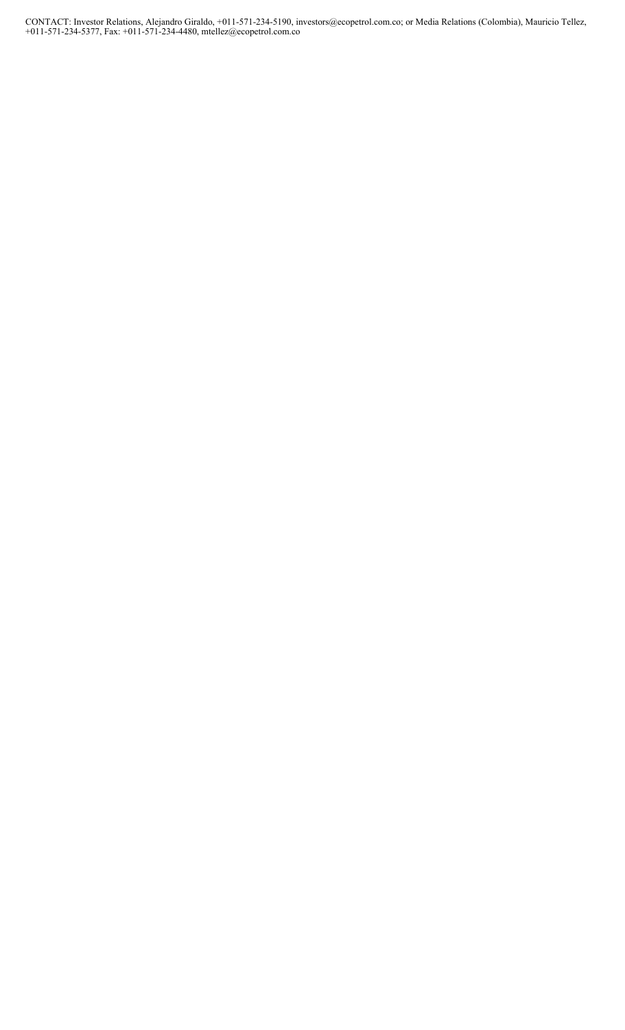CONTACT: Investor Relations, Alejandro Giraldo, +011-571-234-5190, investors@ecopetrol.com.co; or Media Relations (Colombia), Mauricio Tellez, +011-571-234-5377, Fax: +011-571-234-4480, mtellez@ecopetrol.com.co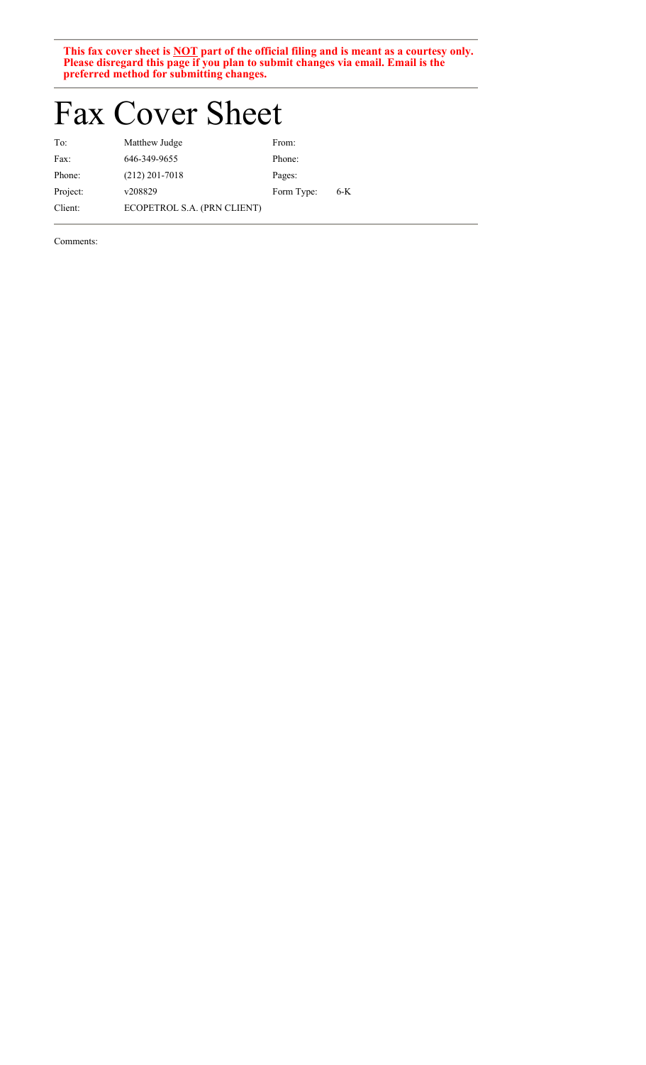**This fax cover sheet is <u>NOT</u> part of the official filing and is meant as a courtesy only. Please disregard this page if you plan to submit changes via email. Email is the preferred method for submitting changes.**

# Fax Cover Sheet

| | | | |
|---|---|---|---|
| To: | Matthew Judge | From: | |
| Fax: | 646-349-9655 | Phone: | |
| Phone: | (212) 201-7018 | Pages: | |
| Project: | v208829 | Form Type: | 6-K |
| Client: | ECOPETROL S.A. (PRN CLIENT) | | |

Comments: